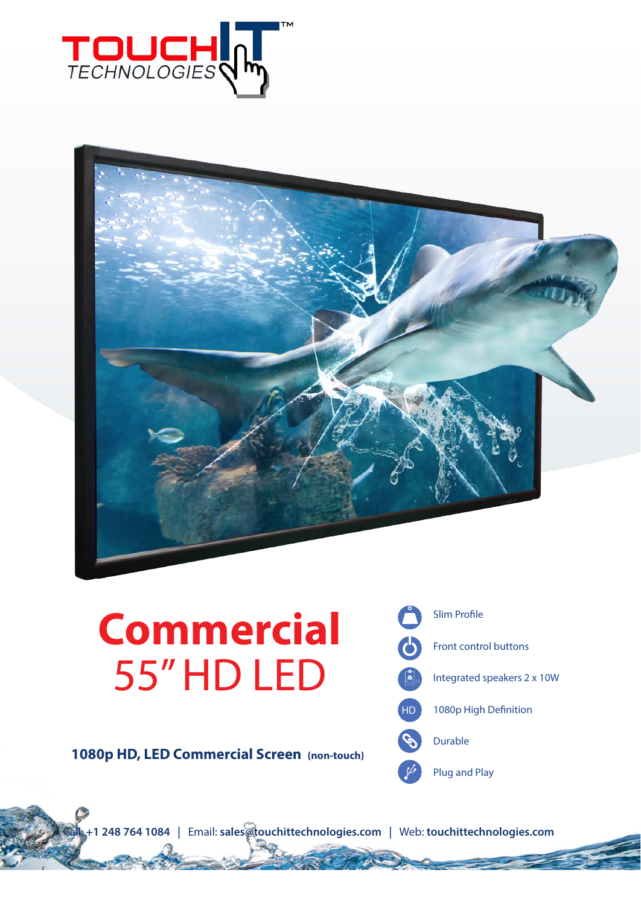TOUCH IT™ TECHNOLOGIES

# Commercial 55" HD LED

**1080p HD, LED Commercial Screen (non-touch)**

- Slim Profile
- Front control buttons
- Integrated speakers 2 x 10W
- 1080p High Definition
- Durable
- Plug and Play

Call: **+1 248 764 1084** | Email: **sales@touchittechnologies.com** | Web: **touchittechnologies.com**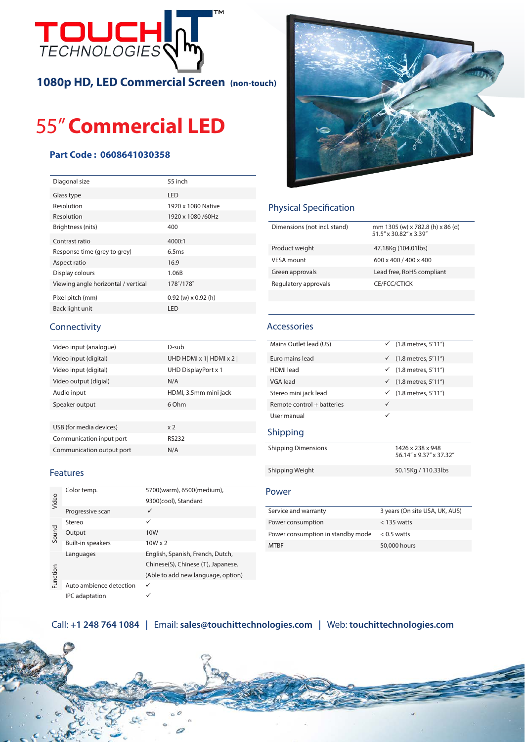# TOUCH IT TECHNOLOGIES™

**1080p HD, LED Commercial Screen (non-touch)**

# 55" Commercial LED

**Part Code : 0608641030358**

| | |
|---|---|
| Diagonal size | 55 inch |
| Glass type | LED |
| Resolution | 1920 x 1080 Native |
| Resolution | 1920 x 1080 /60Hz |
| Brightness (nits) | 400 |
| Contrast ratio | 4000:1 |
| Response time (grey to grey) | 6.5ms |
| Aspect ratio | 16:9 |
| Display colours | 1.06B |
| Viewing angle horizontal / vertical | 178˚/178˚ |
| Pixel pitch (mm) | 0.92 (w) x 0.92 (h) |
| Back light unit | LED |

## Connectivity

| | |
|---|---|
| Video input (analogue) | D-sub |
| Video input (digital) | UHD HDMI x 1\| HDMI x 2 \| |
| Video input (digital) | UHD DisplayPort x 1 |
| Video output (digial) | N/A |
| Audio input | HDMI, 3.5mm mini jack |
| Speaker output | 6 Ohm |
| | |
| USB (for media devices) | x 2 |
| Communication input port | RS232 |
| Communication output port | N/A |

## Features

| | | |
|---|---|---|
| Video | Color temp. | 5700(warm), 6500(medium), 9300(cool), Standard |
| | Progressive scan | ✓ |
| Sound | Stereo | ✓ |
| | Output | 10W |
| | Built-in speakers | 10W x 2 |
| Function | Languages | English, Spanish, French, Dutch, Chinese(S), Chinese (T), Japanese. (Able to add new language, option) |
| | Auto ambience detection | ✓ |
| | IPC adaptation | ✓ |

## Physical Specification

| | |
|---|---|
| Dimensions (not incl. stand) | mm 1305 (w) x 782.8 (h) x 86 (d) 51.5" x 30.82" x 3.39" |
| Product weight | 47.18Kg (104.01lbs) |
| VESA mount | 600 x 400 / 400 x 400 |
| Green approvals | Lead free, RoHS compliant |
| Regulatory approvals | CE/FCC/CTICK |

## Accessories

| | | |
|---|---|---|
| Mains Outlet lead (US) | ✓ | (1.8 metres, 5'11") |
| Euro mains lead | ✓ | (1.8 metres, 5'11") |
| HDMI lead | ✓ | (1.8 metres, 5'11") |
| VGA lead | ✓ | (1.8 metres, 5'11") |
| Stereo mini jack lead | ✓ | (1.8 metres, 5'11") |
| Remote control + batteries | ✓ | |
| User manual | ✓ | |

## Shipping

| | |
|---|---|
| Shipping Dimensions | 1426 x 238 x 948 56.14" x 9.37" x 37.32" |
| Shipping Weight | 50.15Kg / 110.33lbs |

## Power

| | |
|---|---|
| Service and warranty | 3 years (On site USA, UK, AUS) |
| Power consumption | < 135 watts |
| Power consumption in standby mode | < 0.5 watts |
| MTBF | 50,000 hours |

Call: **+1 248 764 1084** | Email: **sales@touchittechnologies.com** | Web: **touchittechnologies.com**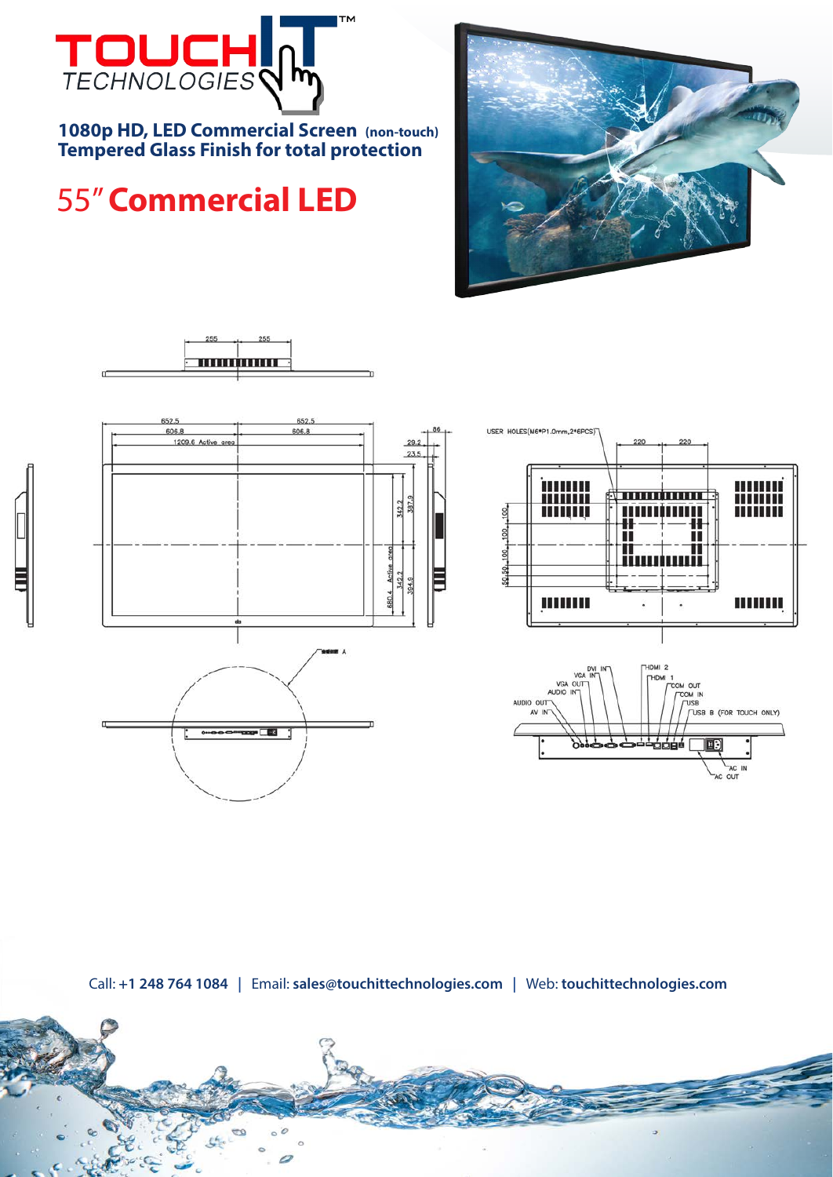TOUCH IT TECHNOLOGIES™

**1080p HD, LED Commercial Screen** **(non-touch)**
**Tempered Glass Finish for total protection**

# 55″ Commercial LED

255
255

652.5
652.5
606.8
606.8
1209.6 Active area
29.2
23.5
86
342.2
387.9
680.4 Active area
342.2
394.9

USER HOLES(M6*P1.0mm,2*6PCS)
220
220
100
100
100
50
50

A

DVI IN
VGA IN
VGA OUT
AUDIO IN
AUDIO OUT
AV IN
HDMI 2
HDMI 1
COM OUT
COM IN
USB
USB B (FOR TOUCH ONLY)
AC IN
AC OUT

Call: **+1 248 764 1084** | Email: **sales@touchittechnologies.com** | Web: **touchittechnologies.com**